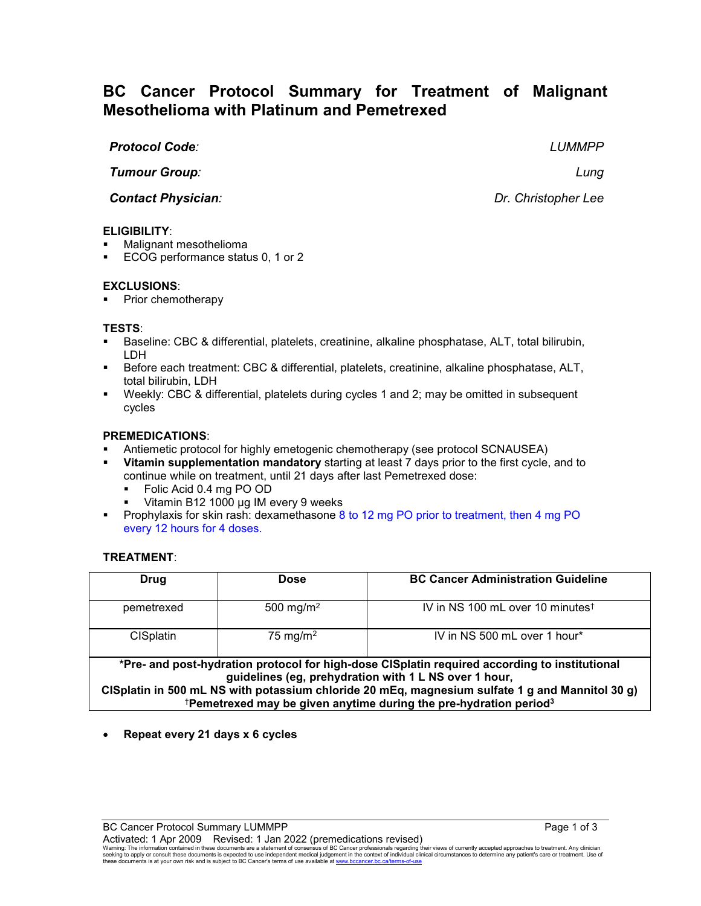# BC Cancer Protocol Summary for Treatment of Malignant Mesothelioma with Platinum and Pemetrexed

***Protocol Code:*** *LUMMPP*

***Tumour Group:*** *Lung*

***Contact Physician:*** *Dr. Christopher Lee*

**ELIGIBILITY**:
- Malignant mesothelioma
- ECOG performance status 0, 1 or 2

**EXCLUSIONS**:
- Prior chemotherapy

**TESTS**:
- Baseline: CBC & differential, platelets, creatinine, alkaline phosphatase, ALT, total bilirubin, LDH
- Before each treatment: CBC & differential, platelets, creatinine, alkaline phosphatase, ALT, total bilirubin, LDH
- Weekly: CBC & differential, platelets during cycles 1 and 2; may be omitted in subsequent cycles

**PREMEDICATIONS**:
- Antiemetic protocol for highly emetogenic chemotherapy (see protocol SCNAUSEA)
- **Vitamin supplementation mandatory** starting at least 7 days prior to the first cycle, and to continue while on treatment, until 21 days after last Pemetrexed dose:
  - Folic Acid 0.4 mg PO OD
  - Vitamin B12 1000 µg IM every 9 weeks
- Prophylaxis for skin rash: dexamethasone 8 to 12 mg PO prior to treatment, then 4 mg PO every 12 hours for 4 doses.

**TREATMENT**:

| Drug | Dose | BC Cancer Administration Guideline |
|---|---|---|
| pemetrexed | 500 mg/m$^2$ | IV in NS 100 mL over 10 minutes† |
| CISplatin | 75 mg/m$^2$ | IV in NS 500 mL over 1 hour* |
| ***Pre- and post-hydration protocol for high-dose CISplatin required according to institutional guidelines (eg, prehydration with 1 L NS over 1 hour, CISplatin in 500 mL NS with potassium chloride 20 mEq, magnesium sulfate 1 g and Mannitol 30 g)** †**Pemetrexed may be given anytime during the pre-hydration period**[3] | | |

- **Repeat every 21 days x 6 cycles**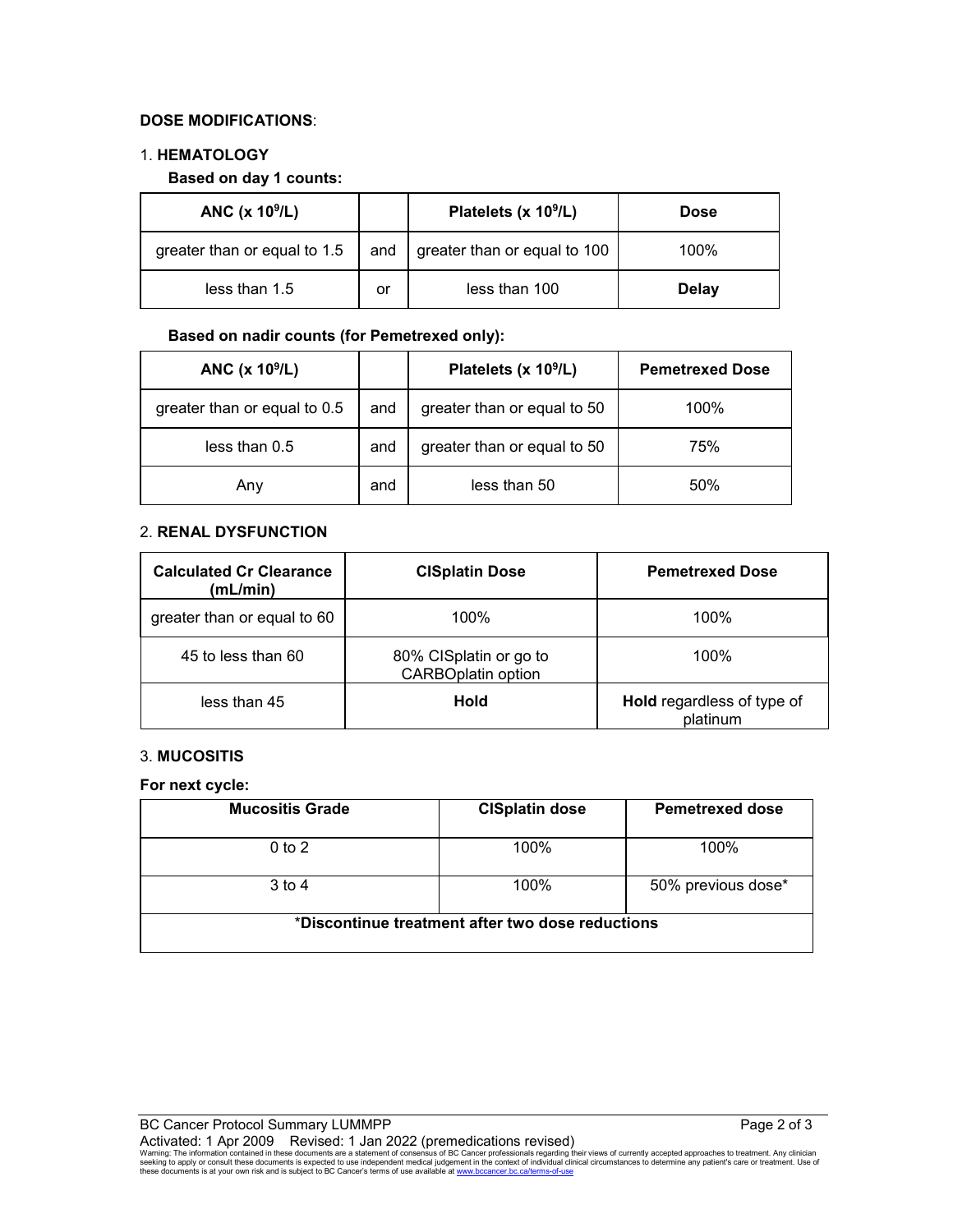**DOSE MODIFICATIONS**:

1. **HEMATOLOGY**

**Based on day 1 counts:**

| ANC (x $10^9$/L) | | Platelets (x $10^9$/L) | Dose |
|---|---|---|---|
| greater than or equal to 1.5 | and | greater than or equal to 100 | 100% |
| less than 1.5 | or | less than 100 | **Delay** |

**Based on nadir counts (for Pemetrexed only):**

| ANC (x $10^9$/L) | | Platelets (x $10^9$/L) | Pemetrexed Dose |
|---|---|---|---|
| greater than or equal to 0.5 | and | greater than or equal to 50 | 100% |
| less than 0.5 | and | greater than or equal to 50 | 75% |
| Any | and | less than 50 | 50% |

2. **RENAL DYSFUNCTION**

| Calculated Cr Clearance (mL/min) | CISplatin Dose | Pemetrexed Dose |
|---|---|---|
| greater than or equal to 60 | 100% | 100% |
| 45 to less than 60 | 80% CISplatin or go to CARBOplatin option | 100% |
| less than 45 | **Hold** | **Hold** regardless of type of platinum |

3. **MUCOSITIS**

**For next cycle:**

| Mucositis Grade | CISplatin dose | Pemetrexed dose |
|---|---|---|
| 0 to 2 | 100% | 100% |
| 3 to 4 | 100% | 50% previous dose* |
| ***Discontinue treatment after two dose reductions** | | |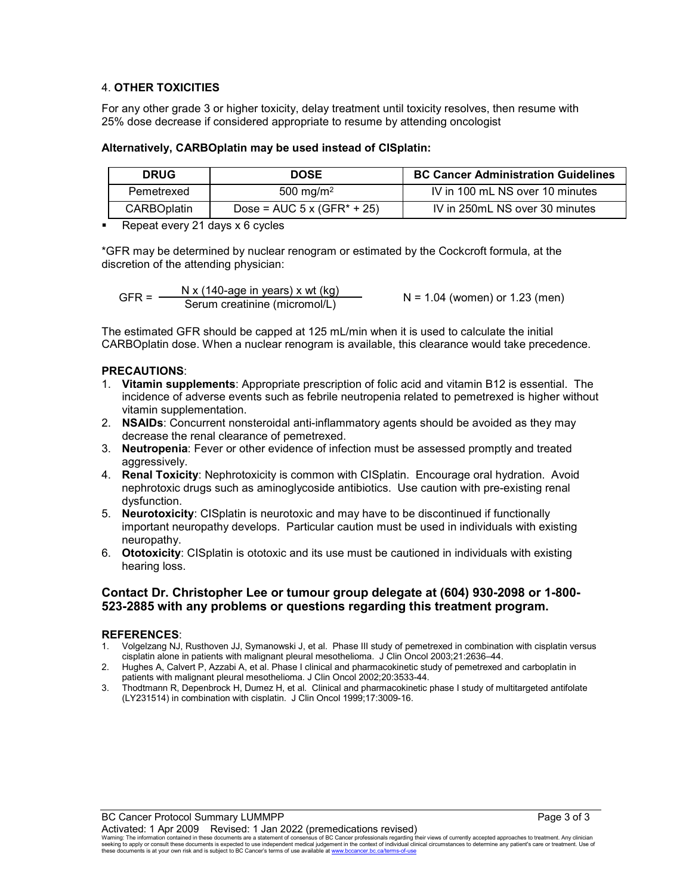4. **OTHER TOXICITIES**

For any other grade 3 or higher toxicity, delay treatment until toxicity resolves, then resume with 25% dose decrease if considered appropriate to resume by attending oncologist

**Alternatively, CARBOplatin may be used instead of CISplatin:**

| DRUG | DOSE | BC Cancer Administration Guidelines |
|---|---|---|
| Pemetrexed | 500 mg/m$^2$ | IV in 100 mL NS over 10 minutes |
| CARBOplatin | Dose = AUC 5 x (GFR* + 25) | IV in 250mL NS over 30 minutes |

- Repeat every 21 days x 6 cycles

*GFR may be determined by nuclear renogram or estimated by the Cockcroft formula, at the discretion of the attending physician:

$$\text{GFR} = \frac{\text{N x (140-age in years) x wt (kg)}}{\text{Serum creatinine (micromol/L)}} \qquad \text{N = 1.04 (women) or 1.23 (men)}$$

The estimated GFR should be capped at 125 mL/min when it is used to calculate the initial CARBOplatin dose. When a nuclear renogram is available, this clearance would take precedence.

**PRECAUTIONS**:

1. **Vitamin supplements**: Appropriate prescription of folic acid and vitamin B12 is essential. The incidence of adverse events such as febrile neutropenia related to pemetrexed is higher without vitamin supplementation.
2. **NSAIDs**: Concurrent nonsteroidal anti-inflammatory agents should be avoided as they may decrease the renal clearance of pemetrexed.
3. **Neutropenia**: Fever or other evidence of infection must be assessed promptly and treated aggressively.
4. **Renal Toxicity**: Nephrotoxicity is common with CISplatin. Encourage oral hydration. Avoid nephrotoxic drugs such as aminoglycoside antibiotics. Use caution with pre-existing renal dysfunction.
5. **Neurotoxicity**: CISplatin is neurotoxic and may have to be discontinued if functionally important neuropathy develops. Particular caution must be used in individuals with existing neuropathy.
6. **Ototoxicity**: CISplatin is ototoxic and its use must be cautioned in individuals with existing hearing loss.

## Contact Dr. Christopher Lee or tumour group delegate at (604) 930-2098 or 1-800-523-2885 with any problems or questions regarding this treatment program.

**REFERENCES**:

1. Volgelzang NJ, Rusthoven JJ, Symanowski J, et al. Phase III study of pemetrexed in combination with cisplatin versus cisplatin alone in patients with malignant pleural mesothelioma. J Clin Oncol 2003;21:2636–44.
2. Hughes A, Calvert P, Azzabi A, et al. Phase I clinical and pharmacokinetic study of pemetrexed and carboplatin in patients with malignant pleural mesothelioma. J Clin Oncol 2002;20:3533-44.
3. Thodtmann R, Depenbrock H, Dumez H, et al. Clinical and pharmacokinetic phase I study of multitargeted antifolate (LY231514) in combination with cisplatin. J Clin Oncol 1999;17:3009-16.

BC Cancer Protocol Summary LUMMPP

Activated: 1 Apr 2009 Revised: 1 Jan 2022 (premedications revised)

Warning: The information contained in these documents are a statement of consensus of BC Cancer professionals regarding their views of currently accepted approaches to treatment. Any clinician seeking to apply or consult these documents is expected to use independent medical judgement in the context of individual clinical circumstances to determine any patient's care or treatment. Use of these documents is at your own risk and is subject to BC Cancer's terms of use available at www.bccancer.bc.ca/terms-of-use